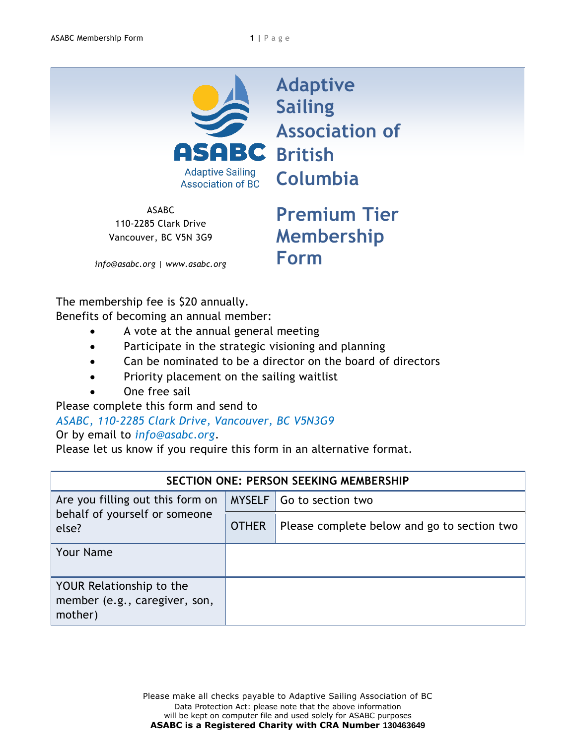# Adaptive Sailing Association of British Columbia

ASABC
110-2285 Clark Drive
Vancouver, BC V5N 3G9

*info@asabc.org* | *www.asabc.org*

## Premium Tier Membership Form

The membership fee is $20 annually.
Benefits of becoming an annual member:

- A vote at the annual general meeting
- Participate in the strategic visioning and planning
- Can be nominated to be a director on the board of directors
- Priority placement on the sailing waitlist
- One free sail

Please complete this form and send to
*ASABC, 110-2285 Clark Drive, Vancouver, BC V5N3G9*
Or by email to *info@asabc.org*.
Please let us know if you require this form in an alternative format.

| SECTION ONE: PERSON SEEKING MEMBERSHIP | | |
|---|---|---|
| Are you filling out this form on behalf of yourself or someone else? | MYSELF | Go to section two |
| | OTHER | Please complete below and go to section two |
| Your Name | | |
| YOUR Relationship to the member (e.g., caregiver, son, mother) | | |

Please make all checks payable to Adaptive Sailing Association of BC
Data Protection Act: please note that the above information will be kept on computer file and used solely for ASABC purposes
**ASABC is a Registered Charity with CRA Number** 130463649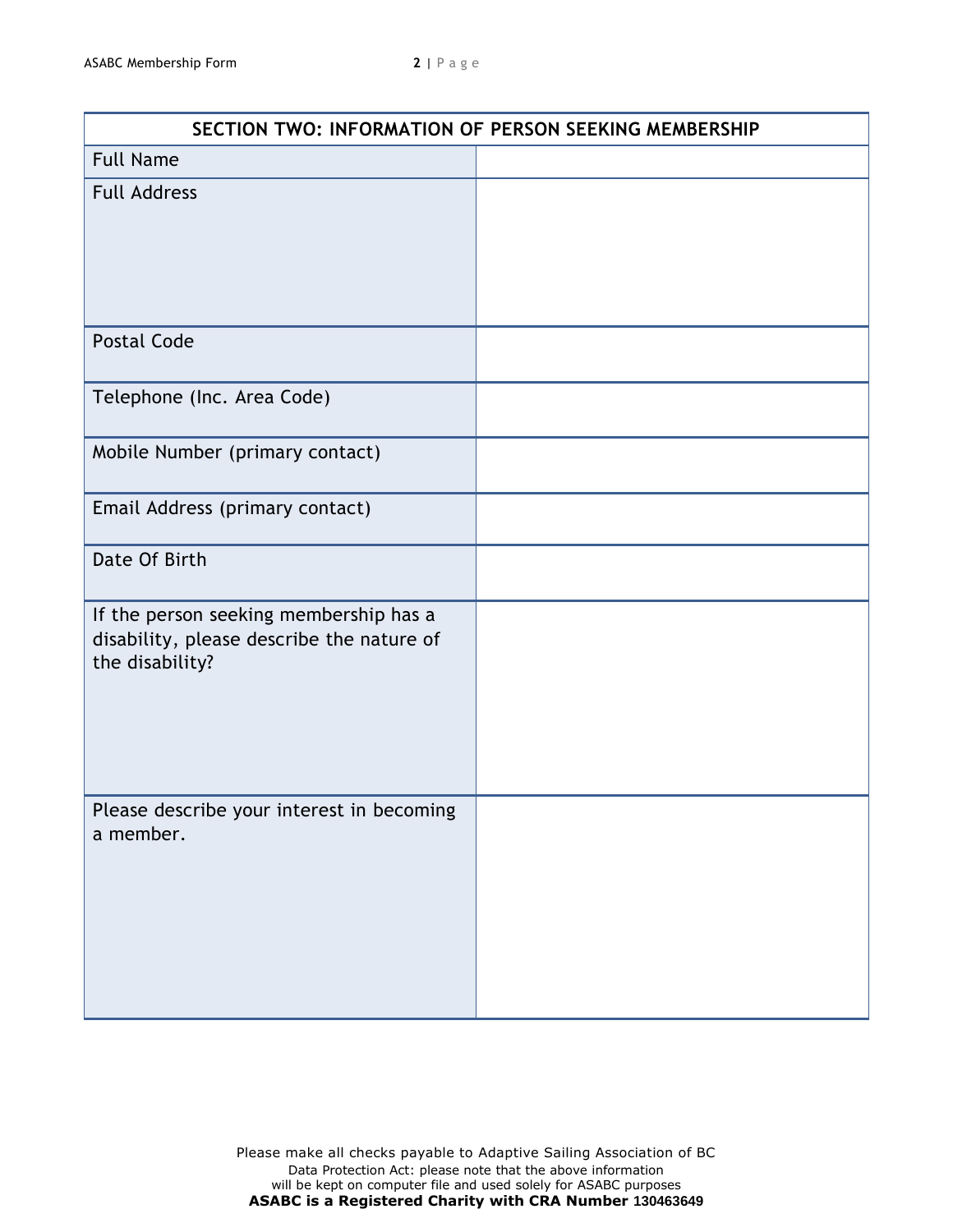| SECTION TWO: INFORMATION OF PERSON SEEKING MEMBERSHIP | |
|---|---|
| Full Name | |
| Full Address | |
| Postal Code | |
| Telephone (Inc. Area Code) | |
| Mobile Number (primary contact) | |
| Email Address (primary contact) | |
| Date Of Birth | |
| If the person seeking membership has a disability, please describe the nature of the disability? | |
| Please describe your interest in becoming a member. | |

Please make all checks payable to Adaptive Sailing Association of BC
Data Protection Act: please note that the above information will be kept on computer file and used solely for ASABC purposes
**ASABC is a Registered Charity with CRA Number 130463649**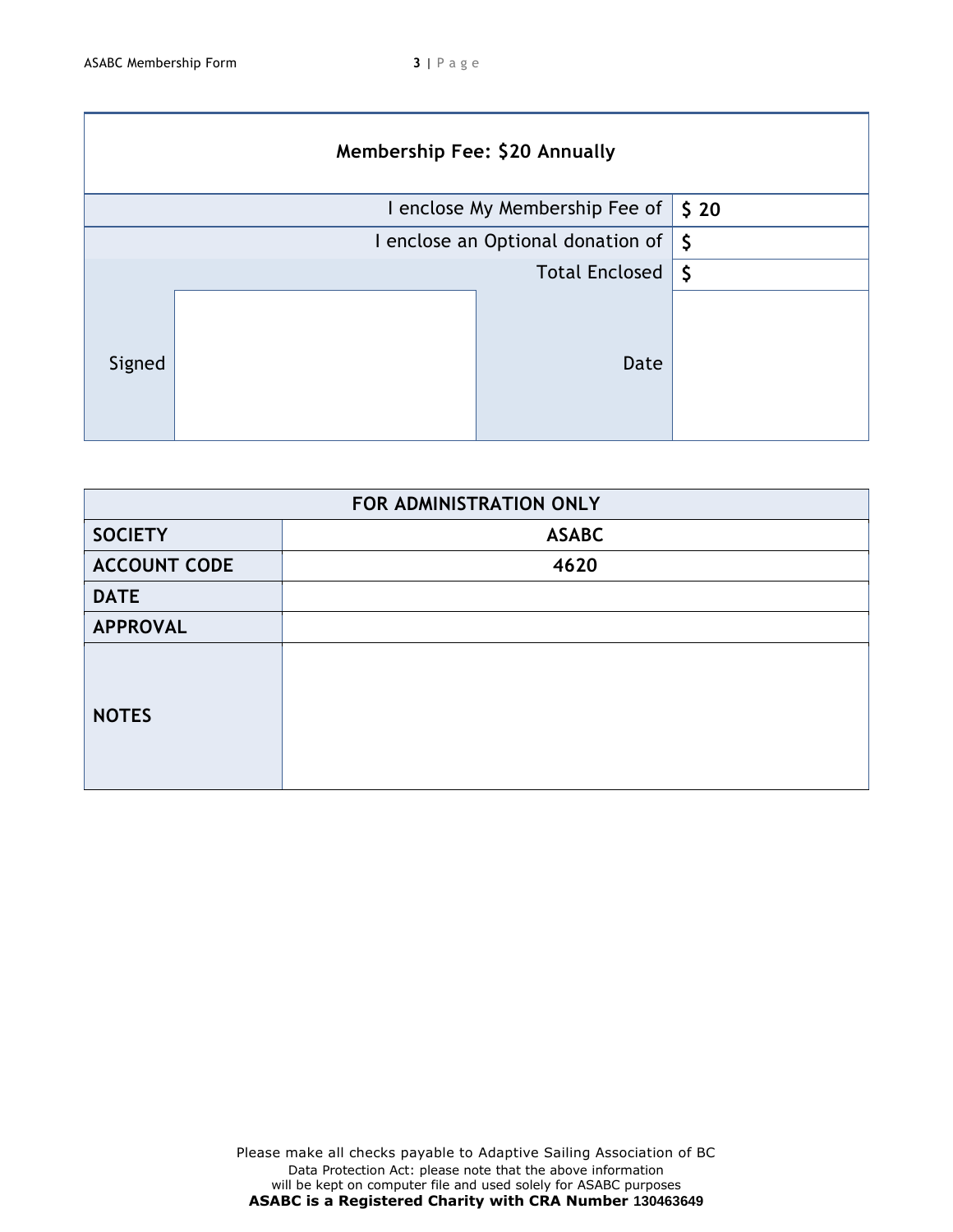| Membership Fee: $20 Annually | | | |
|---|---|---|---|
| | | I enclose My Membership Fee of | $ 20 |
| | | I enclose an Optional donation of | $ |
| | | Total Enclosed | $ |
| Signed | | Date | |

| FOR ADMINISTRATION ONLY | |
|---|---|
| **SOCIETY** | **ASABC** |
| **ACCOUNT CODE** | **4620** |
| **DATE** | |
| **APPROVAL** | |
| **NOTES** | |

Please make all checks payable to Adaptive Sailing Association of BC
Data Protection Act: please note that the above information will be kept on computer file and used solely for ASABC purposes
**ASABC is a Registered Charity with CRA Number 130463649**